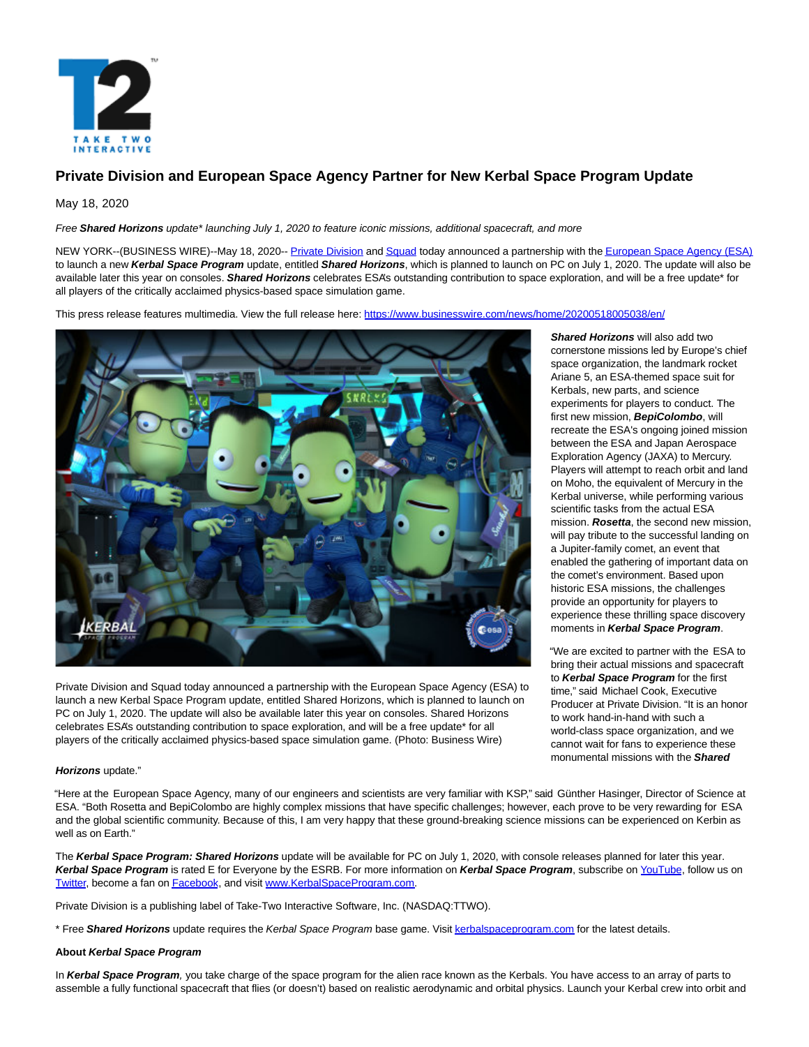# Private Division and European Space Agency Partner for New Kerbal Space Program Update

May 18, 2020

*Free **Shared Horizons** update\* launching July 1, 2020 to feature iconic missions, additional spacecraft, and more*

NEW YORK--(BUSINESS WIRE)--May 18, 2020-- Private Division and Squad today announced a partnership with the European Space Agency (ESA) to launch a new ***Kerbal Space Program*** update, entitled ***Shared Horizons***, which is planned to launch on PC on July 1, 2020. The update will also be available later this year on consoles. ***Shared Horizons*** celebrates ESA's outstanding contribution to space exploration, and will be a free update\* for all players of the critically acclaimed physics-based space simulation game.

This press release features multimedia. View the full release here: https://www.businesswire.com/news/home/20200518005038/en/

Private Division and Squad today announced a partnership with the European Space Agency (ESA) to launch a new Kerbal Space Program update, entitled Shared Horizons, which is planned to launch on PC on July 1, 2020. The update will also be available later this year on consoles. Shared Horizons celebrates ESA's outstanding contribution to space exploration, and will be a free update\* for all players of the critically acclaimed physics-based space simulation game. (Photo: Business Wire)

***Shared Horizons*** will also add two cornerstone missions led by Europe's chief space organization, the landmark rocket Ariane 5, an ESA-themed space suit for Kerbals, new parts, and science experiments for players to conduct. The first new mission, ***BepiColombo***, will recreate the ESA's ongoing joined mission between the ESA and Japan Aerospace Exploration Agency (JAXA) to Mercury. Players will attempt to reach orbit and land on Moho, the equivalent of Mercury in the Kerbal universe, while performing various scientific tasks from the actual ESA mission. ***Rosetta***, the second new mission, will pay tribute to the successful landing on a Jupiter-family comet, an event that enabled the gathering of important data on the comet's environment. Based upon historic ESA missions, the challenges provide an opportunity for players to experience these thrilling space discovery moments in ***Kerbal Space Program***.

"We are excited to partner with the ESA to bring their actual missions and spacecraft to ***Kerbal Space Program*** for the first time," said Michael Cook, Executive Producer at Private Division. "It is an honor to work hand-in-hand with such a world-class space organization, and we cannot wait for fans to experience these monumental missions with the ***Shared Horizons*** update."

"Here at the European Space Agency, many of our engineers and scientists are very familiar with KSP," said Günther Hasinger, Director of Science at ESA. "Both Rosetta and BepiColombo are highly complex missions that have specific challenges; however, each prove to be very rewarding for ESA and the global scientific community. Because of this, I am very happy that these ground-breaking science missions can be experienced on Kerbin as well as on Earth."

The ***Kerbal Space Program: Shared Horizons*** update will be available for PC on July 1, 2020, with console releases planned for later this year. ***Kerbal Space Program*** is rated E for Everyone by the ESRB. For more information on ***Kerbal Space Program***, subscribe on YouTube, follow us on Twitter, become a fan on Facebook, and visit www.KerbalSpaceProgram.com.

Private Division is a publishing label of Take-Two Interactive Software, Inc. (NASDAQ:TTWO).

\* Free ***Shared Horizons*** update requires the *Kerbal Space Program* base game. Visit kerbalspaceprogram.com for the latest details.

**About *Kerbal Space Program***

In ***Kerbal Space Program****,* you take charge of the space program for the alien race known as the Kerbals. You have access to an array of parts to assemble a fully functional spacecraft that flies (or doesn't) based on realistic aerodynamic and orbital physics. Launch your Kerbal crew into orbit and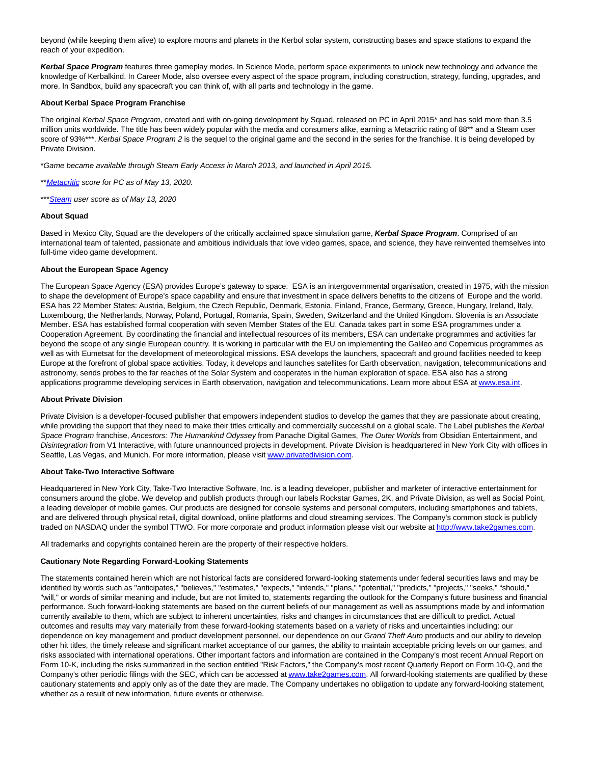beyond (while keeping them alive) to explore moons and planets in the Kerbol solar system, constructing bases and space stations to expand the reach of your expedition.

***Kerbal Space Program*** features three gameplay modes. In Science Mode, perform space experiments to unlock new technology and advance the knowledge of Kerbalkind. In Career Mode, also oversee every aspect of the space program, including construction, strategy, funding, upgrades, and more. In Sandbox, build any spacecraft you can think of, with all parts and technology in the game.

**About Kerbal Space Program Franchise**

The original *Kerbal Space Program*, created and with on-going development by Squad, released on PC in April 2015* and has sold more than 3.5 million units worldwide. The title has been widely popular with the media and consumers alike, earning a Metacritic rating of 88** and a Steam user score of 93%***. *Kerbal Space Program 2* is the sequel to the original game and the second in the series for the franchise. It is being developed by Private Division.

**Game became available through Steam Early Access in March 2013, and launched in April 2015.*

*\*\*Metacritic score for PC as of May 13, 2020.*

*\*\*\*Steam user score as of May 13, 2020*

**About Squad**

Based in Mexico City, Squad are the developers of the critically acclaimed space simulation game, ***Kerbal Space Program***. Comprised of an international team of talented, passionate and ambitious individuals that love video games, space, and science, they have reinvented themselves into full-time video game development.

**About the European Space Agency**

The European Space Agency (ESA) provides Europe's gateway to space. ESA is an intergovernmental organisation, created in 1975, with the mission to shape the development of Europe's space capability and ensure that investment in space delivers benefits to the citizens of Europe and the world. ESA has 22 Member States: Austria, Belgium, the Czech Republic, Denmark, Estonia, Finland, France, Germany, Greece, Hungary, Ireland, Italy, Luxembourg, the Netherlands, Norway, Poland, Portugal, Romania, Spain, Sweden, Switzerland and the United Kingdom. Slovenia is an Associate Member. ESA has established formal cooperation with seven Member States of the EU. Canada takes part in some ESA programmes under a Cooperation Agreement. By coordinating the financial and intellectual resources of its members, ESA can undertake programmes and activities far beyond the scope of any single European country. It is working in particular with the EU on implementing the Galileo and Copernicus programmes as well as with Eumetsat for the development of meteorological missions. ESA develops the launchers, spacecraft and ground facilities needed to keep Europe at the forefront of global space activities. Today, it develops and launches satellites for Earth observation, navigation, telecommunications and astronomy, sends probes to the far reaches of the Solar System and cooperates in the human exploration of space. ESA also has a strong applications programme developing services in Earth observation, navigation and telecommunications. Learn more about ESA at www.esa.int.

**About Private Division**

Private Division is a developer-focused publisher that empowers independent studios to develop the games that they are passionate about creating, while providing the support that they need to make their titles critically and commercially successful on a global scale. The Label publishes the *Kerbal Space Program* franchise, *Ancestors: The Humankind Odyssey* from Panache Digital Games, *The Outer Worlds* from Obsidian Entertainment, and *Disintegration* from V1 Interactive, with future unannounced projects in development. Private Division is headquartered in New York City with offices in Seattle, Las Vegas, and Munich. For more information, please visit www.privatedivision.com.

**About Take-Two Interactive Software**

Headquartered in New York City, Take-Two Interactive Software, Inc. is a leading developer, publisher and marketer of interactive entertainment for consumers around the globe. We develop and publish products through our labels Rockstar Games, 2K, and Private Division, as well as Social Point, a leading developer of mobile games. Our products are designed for console systems and personal computers, including smartphones and tablets, and are delivered through physical retail, digital download, online platforms and cloud streaming services. The Company's common stock is publicly traded on NASDAQ under the symbol TTWO. For more corporate and product information please visit our website at http://www.take2games.com.

All trademarks and copyrights contained herein are the property of their respective holders.

**Cautionary Note Regarding Forward-Looking Statements**

The statements contained herein which are not historical facts are considered forward-looking statements under federal securities laws and may be identified by words such as "anticipates," "believes," "estimates," "expects," "intends," "plans," "potential," "predicts," "projects," "seeks," "should," "will," or words of similar meaning and include, but are not limited to, statements regarding the outlook for the Company's future business and financial performance. Such forward-looking statements are based on the current beliefs of our management as well as assumptions made by and information currently available to them, which are subject to inherent uncertainties, risks and changes in circumstances that are difficult to predict. Actual outcomes and results may vary materially from these forward-looking statements based on a variety of risks and uncertainties including: our dependence on key management and product development personnel, our dependence on our *Grand Theft Auto* products and our ability to develop other hit titles, the timely release and significant market acceptance of our games, the ability to maintain acceptable pricing levels on our games, and risks associated with international operations. Other important factors and information are contained in the Company's most recent Annual Report on Form 10-K, including the risks summarized in the section entitled "Risk Factors," the Company's most recent Quarterly Report on Form 10-Q, and the Company's other periodic filings with the SEC, which can be accessed at www.take2games.com. All forward-looking statements are qualified by these cautionary statements and apply only as of the date they are made. The Company undertakes no obligation to update any forward-looking statement, whether as a result of new information, future events or otherwise.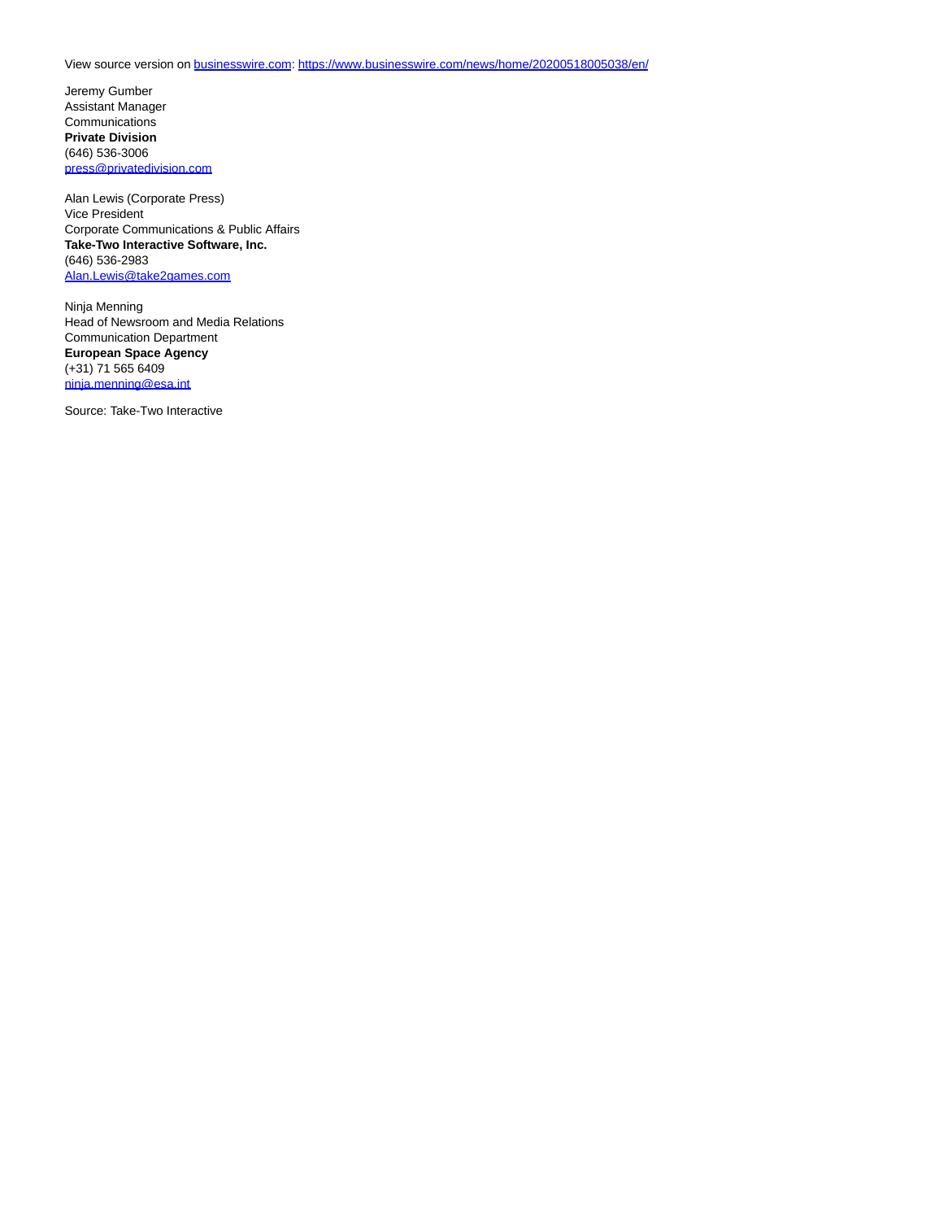View source version on businesswire.com: https://www.businesswire.com/news/home/20200518005038/en/

Jeremy Gumber  
Assistant Manager  
Communications  
**Private Division**  
(646) 536-3006  
press@privatedivision.com

Alan Lewis (Corporate Press)  
Vice President  
Corporate Communications & Public Affairs  
**Take-Two Interactive Software, Inc.**  
(646) 536-2983  
Alan.Lewis@take2games.com

Ninja Menning  
Head of Newsroom and Media Relations  
Communication Department  
**European Space Agency**  
(+31) 71 565 6409  
ninja.menning@esa.int

Source: Take-Two Interactive